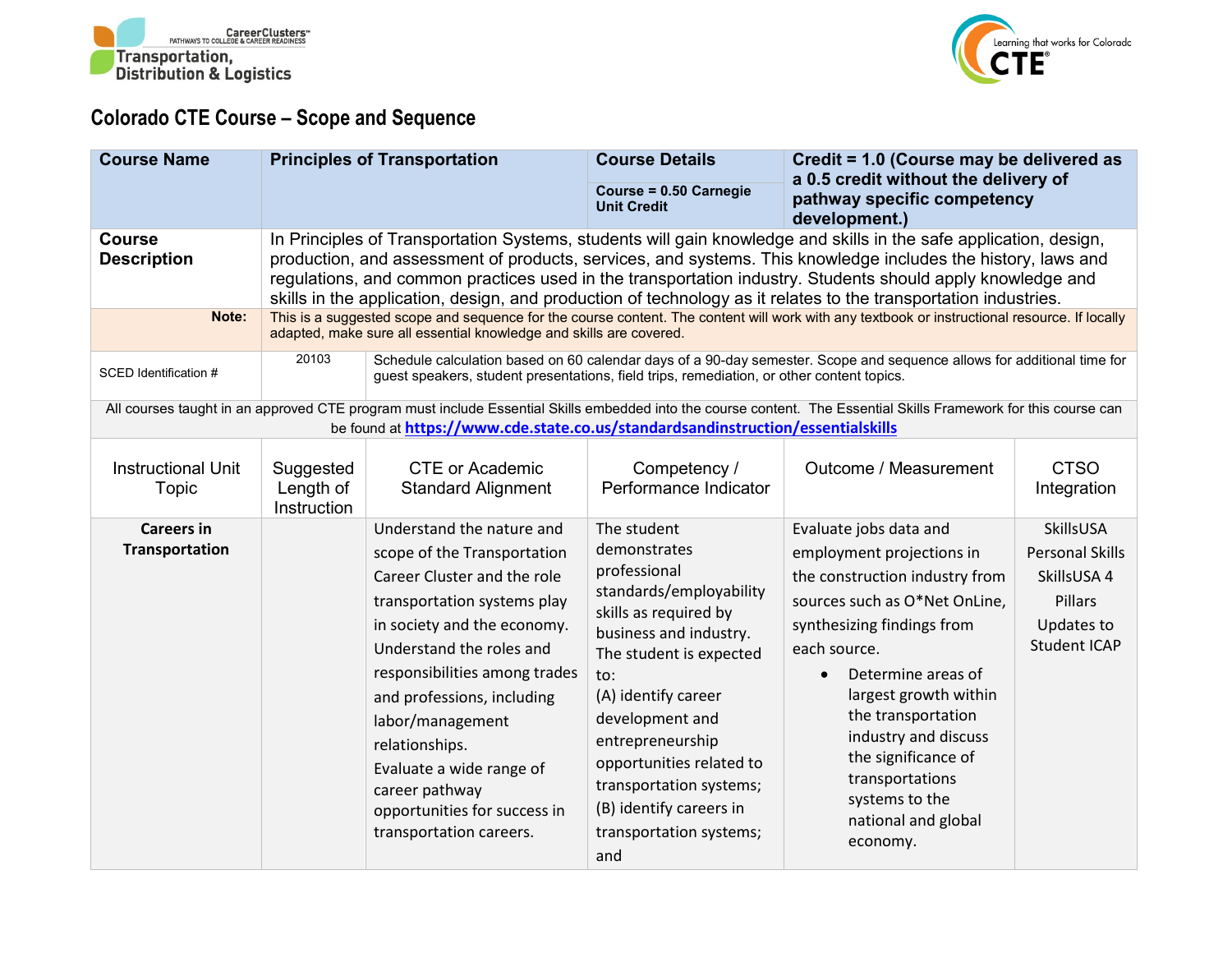# Colorado CTE Course – Scope and Sequence

| Course Name | Principles of Transportation | | Course Details<br><br>Course = 0.50 Carnegie Unit Credit | Credit = 1.0 (Course may be delivered as a 0.5 credit without the delivery of pathway specific competency development.) | |
|---|---|---|---|---|---|
| **Course Description** | In Principles of Transportation Systems, students will gain knowledge and skills in the safe application, design, production, and assessment of products, services, and systems. This knowledge includes the history, laws and regulations, and common practices used in the transportation industry. Students should apply knowledge and skills in the application, design, and production of technology as it relates to the transportation industries. | | | | |
| **Note:** | This is a suggested scope and sequence for the course content. The content will work with any textbook or instructional resource. If locally adapted, make sure all essential knowledge and skills are covered. | | | | |
| SCED Identification # | 20103 | Schedule calculation based on 60 calendar days of a 90-day semester. Scope and sequence allows for additional time for guest speakers, student presentations, field trips, remediation, or other content topics. | | | |
| All courses taught in an approved CTE program must include Essential Skills embedded into the course content. The Essential Skills Framework for this course can be found at https://www.cde.state.co.us/standardsandinstruction/essentialskills | | | | | |
| Instructional Unit Topic | Suggested Length of Instruction | CTE or Academic Standard Alignment | Competency / Performance Indicator | Outcome / Measurement | CTSO Integration |
| **Careers in Transportation** | | Understand the nature and scope of the Transportation Career Cluster and the role transportation systems play in society and the economy.<br>Understand the roles and responsibilities among trades and professions, including labor/management relationships.<br>Evaluate a wide range of career pathway opportunities for success in transportation careers. | The student demonstrates professional standards/employability skills as required by business and industry. The student is expected to:<br>(A) identify career development and entrepreneurship opportunities related to transportation systems;<br>(B) identify careers in transportation systems; and | Evaluate jobs data and employment projections in the construction industry from sources such as O*Net OnLine, synthesizing findings from each source.<br>• Determine areas of largest growth within the transportation industry and discuss the significance of transportations systems to the national and global economy. | SkillsUSA Personal Skills<br>SkillsUSA 4 Pillars<br>Updates to Student ICAP |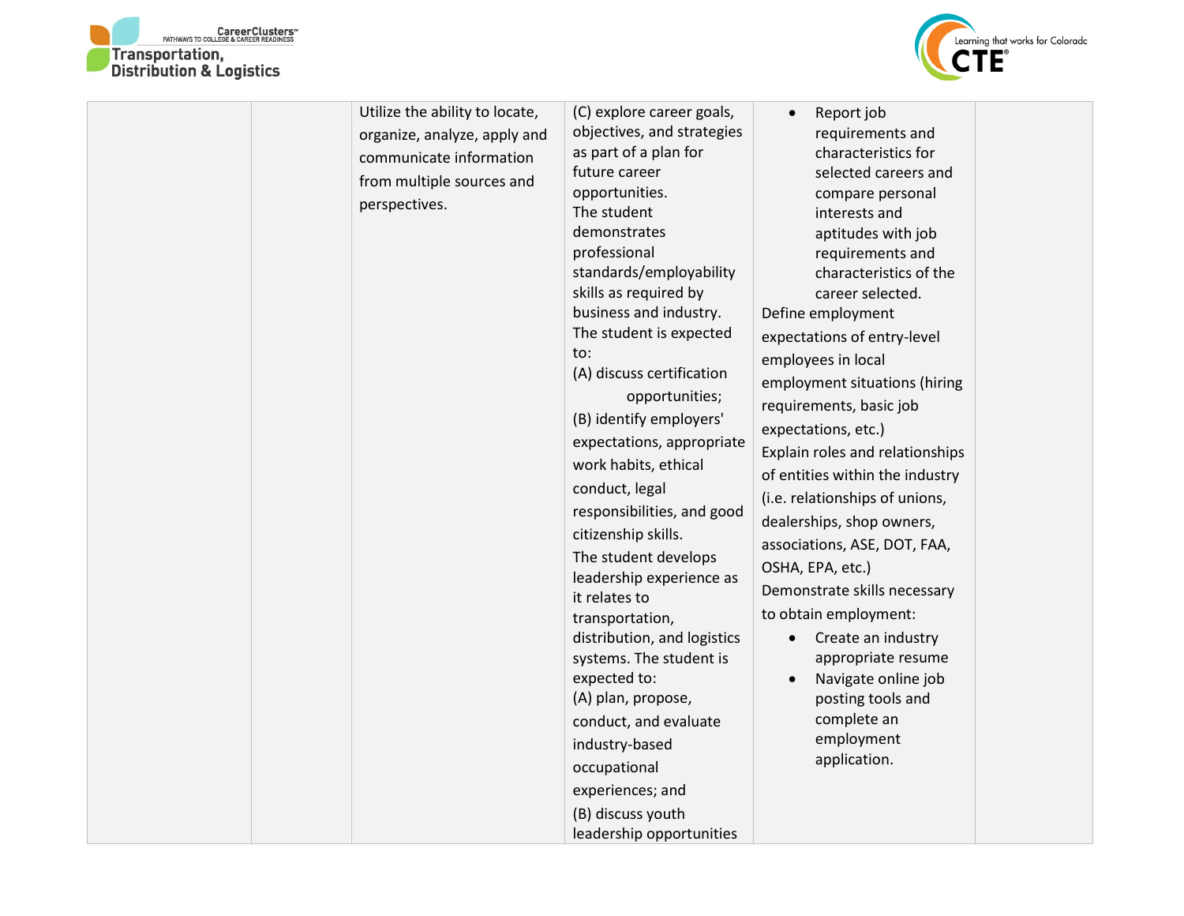| | | | | | |
|---|---|---|---|---|---|
| | | Utilize the ability to locate, organize, analyze, apply and communicate information from multiple sources and perspectives. | (C) explore career goals, objectives, and strategies as part of a plan for future career opportunities.<br>The student demonstrates professional standards/employability skills as required by business and industry. The student is expected to:<br>(A) discuss certification opportunities;<br>(B) identify employers' expectations, appropriate work habits, ethical conduct, legal responsibilities, and good citizenship skills.<br>The student develops leadership experience as it relates to transportation, distribution, and logistics systems. The student is expected to:<br>(A) plan, propose, conduct, and evaluate industry-based occupational experiences; and<br>(B) discuss youth leadership opportunities | • Report job requirements and characteristics for selected careers and compare personal interests and aptitudes with job requirements and characteristics of the career selected.<br>Define employment expectations of entry-level employees in local employment situations (hiring requirements, basic job expectations, etc.)<br>Explain roles and relationships of entities within the industry (i.e. relationships of unions, dealerships, shop owners, associations, ASE, DOT, FAA, OSHA, EPA, etc.)<br>Demonstrate skills necessary to obtain employment:<br>• Create an industry appropriate resume<br>• Navigate online job posting tools and complete an employment application. | |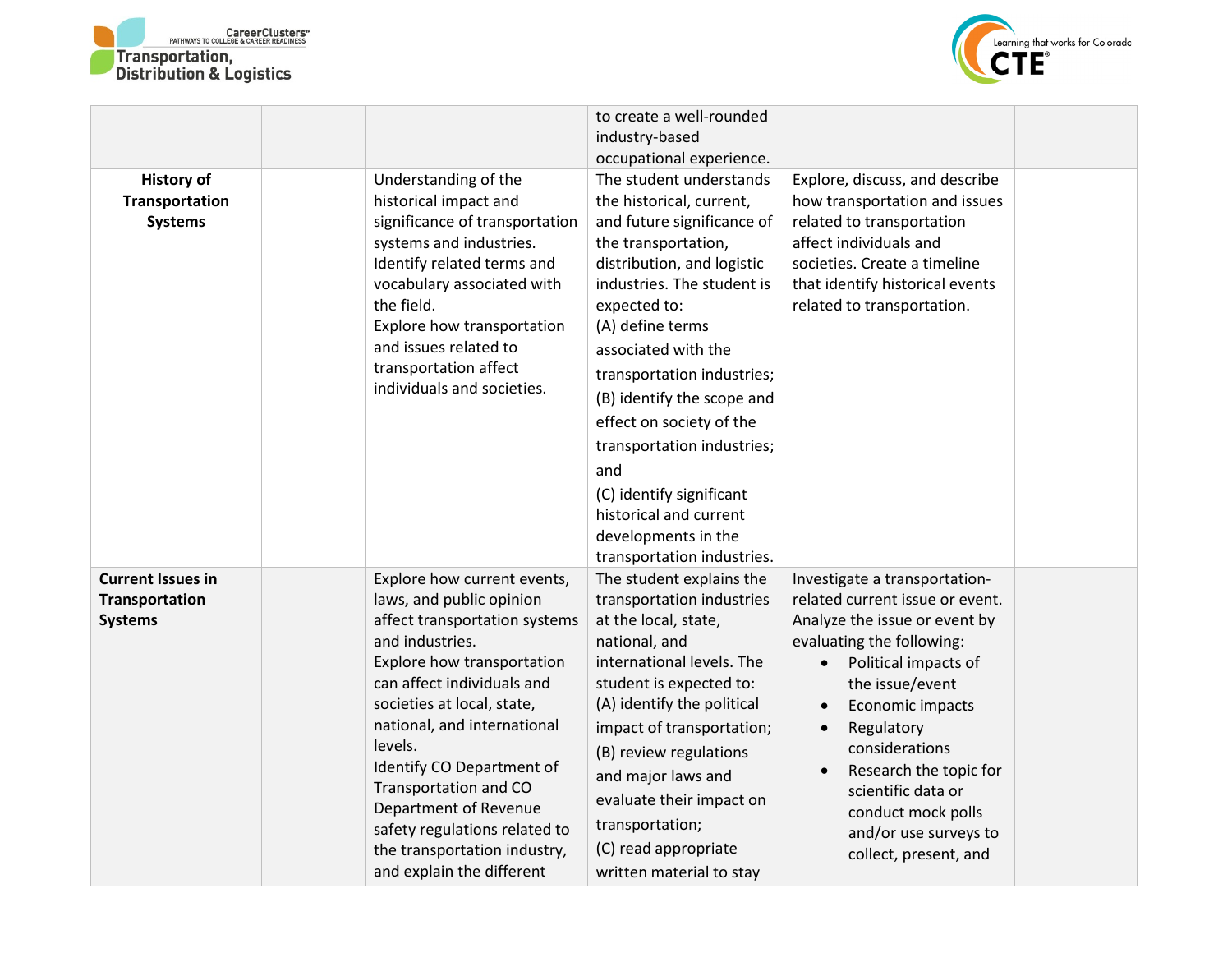| | | | | | |
|---|---|---|---|---|---|
| | | | to create a well-rounded industry-based occupational experience. | | |
| **History of Transportation Systems** | | Understanding of the historical impact and significance of transportation systems and industries.<br>Identify related terms and vocabulary associated with the field.<br>Explore how transportation and issues related to transportation affect individuals and societies. | The student understands the historical, current, and future significance of the transportation, distribution, and logistic industries. The student is expected to:<br>(A) define terms associated with the transportation industries;<br>(B) identify the scope and effect on society of the transportation industries; and<br>(C) identify significant historical and current developments in the transportation industries. | Explore, discuss, and describe how transportation and issues related to transportation affect individuals and societies. Create a timeline that identify historical events related to transportation. | |
| **Current Issues in Transportation Systems** | | Explore how current events, laws, and public opinion affect transportation systems and industries.<br>Explore how transportation can affect individuals and societies at local, state, national, and international levels.<br>Identify CO Department of Transportation and CO Department of Revenue safety regulations related to the transportation industry, and explain the different | The student explains the transportation industries at the local, state, national, and international levels. The student is expected to:<br>(A) identify the political impact of transportation;<br>(B) review regulations and major laws and evaluate their impact on transportation;<br>(C) read appropriate written material to stay | Investigate a transportation-related current issue or event. Analyze the issue or event by evaluating the following:<br>• Political impacts of the issue/event<br>• Economic impacts<br>• Regulatory considerations<br>• Research the topic for scientific data or conduct mock polls and/or use surveys to collect, present, and | |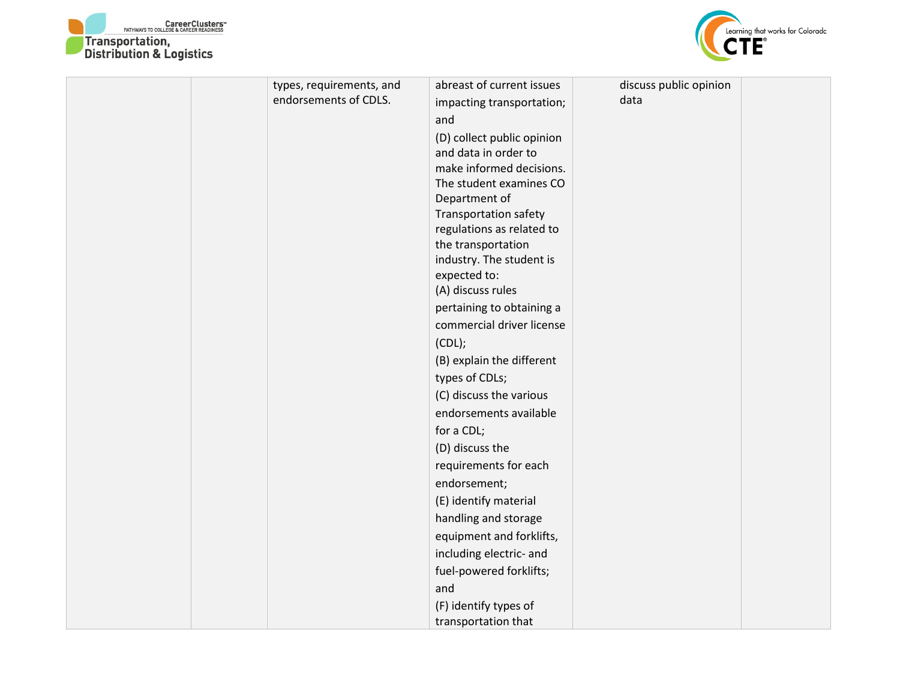| | | | | | |
|---|---|---|---|---|---|
| | | types, requirements, and endorsements of CDLS. | abreast of current issues impacting transportation; and<br>(D) collect public opinion and data in order to make informed decisions.<br>The student examines CO Department of Transportation safety regulations as related to the transportation industry. The student is expected to:<br>(A) discuss rules pertaining to obtaining a commercial driver license (CDL);<br>(B) explain the different types of CDLs;<br>(C) discuss the various endorsements available for a CDL;<br>(D) discuss the requirements for each endorsement;<br>(E) identify material handling and storage equipment and forklifts, including electric- and fuel-powered forklifts; and<br>(F) identify types of transportation that | discuss public opinion data | |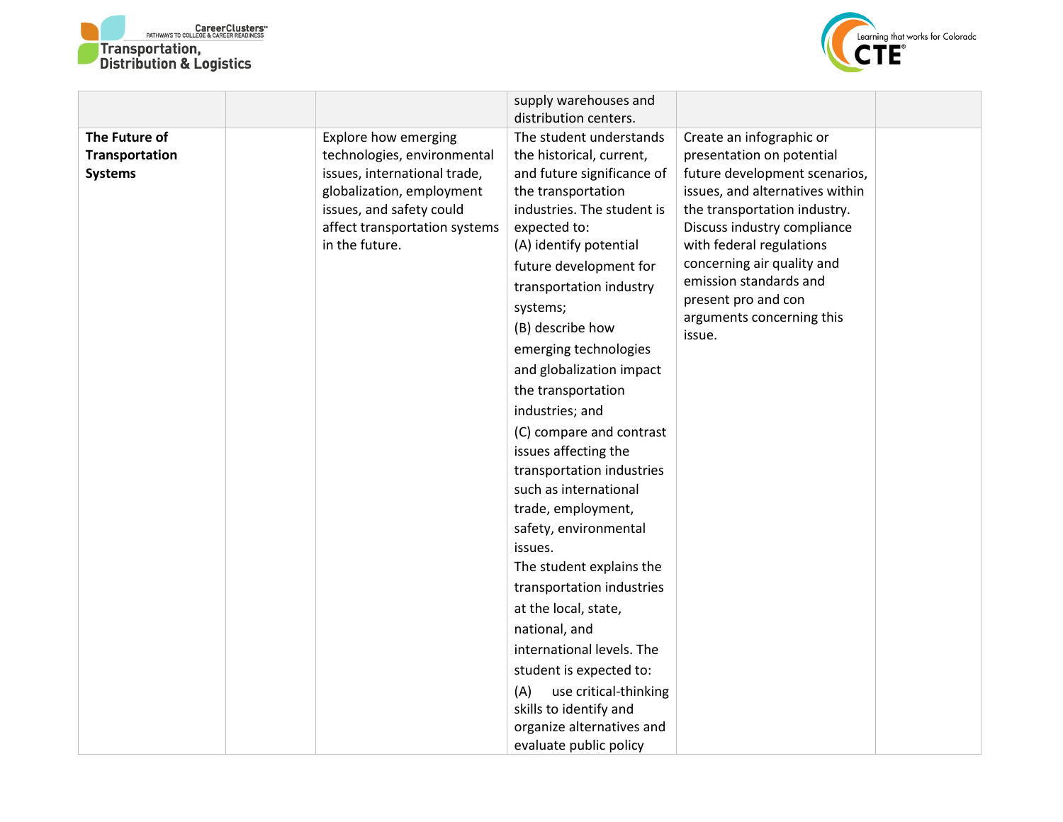| | | | | | |
|---|---|---|---|---|---|
| | | | supply warehouses and distribution centers. | | |
| **The Future of Transportation Systems** | | Explore how emerging technologies, environmental issues, international trade, globalization, employment issues, and safety could affect transportation systems in the future. | The student understands the historical, current, and future significance of the transportation industries. The student is expected to:<br>(A) identify potential future development for transportation industry systems;<br>(B) describe how emerging technologies and globalization impact the transportation industries; and<br>(C) compare and contrast issues affecting the transportation industries such as international trade, employment, safety, environmental issues.<br>The student explains the transportation industries at the local, state, national, and international levels. The student is expected to:<br>(A) use critical-thinking skills to identify and organize alternatives and evaluate public policy | Create an infographic or presentation on potential future development scenarios, issues, and alternatives within the transportation industry. Discuss industry compliance with federal regulations concerning air quality and emission standards and present pro and con arguments concerning this issue. | |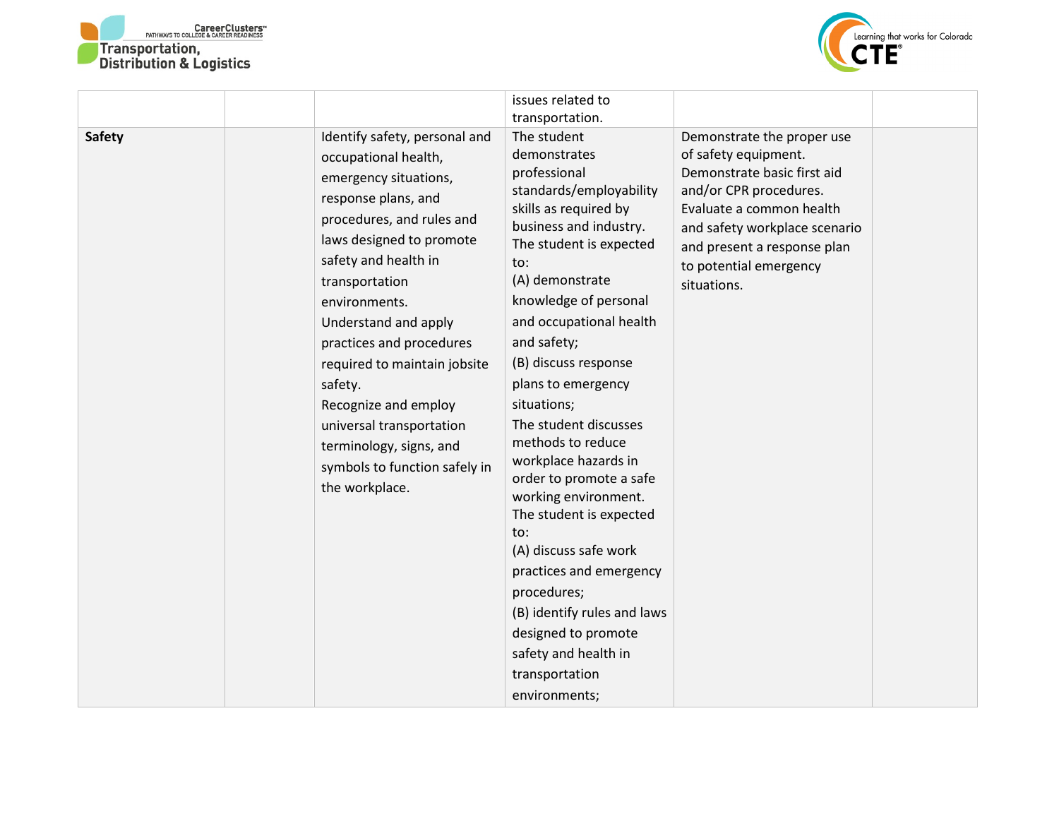| | | | | | |
|---|---|---|---|---|---|
| | | | issues related to transportation. | | |
| **Safety** | | Identify safety, personal and occupational health, emergency situations, response plans, and procedures, and rules and laws designed to promote safety and health in transportation environments.<br>Understand and apply practices and procedures required to maintain jobsite safety.<br>Recognize and employ universal transportation terminology, signs, and symbols to function safely in the workplace. | The student demonstrates professional standards/employability skills as required by business and industry. The student is expected to:<br>(A) demonstrate knowledge of personal and occupational health and safety;<br>(B) discuss response plans to emergency situations;<br>The student discusses methods to reduce workplace hazards in order to promote a safe working environment. The student is expected to:<br>(A) discuss safe work practices and emergency procedures;<br>(B) identify rules and laws designed to promote safety and health in transportation environments; | Demonstrate the proper use of safety equipment.<br>Demonstrate basic first aid and/or CPR procedures.<br>Evaluate a common health and safety workplace scenario and present a response plan to potential emergency situations. | |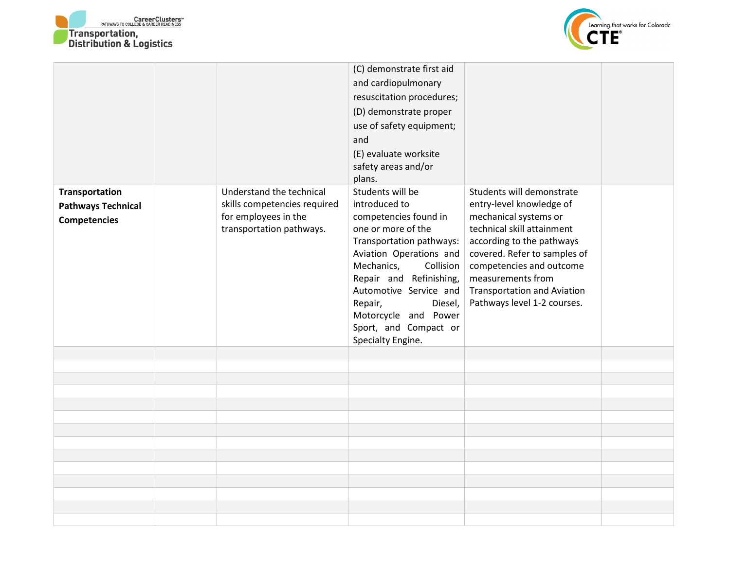| | | | | | |
|---|---|---|---|---|---|
| | | | (C) demonstrate first aid and cardiopulmonary resuscitation procedures;<br>(D) demonstrate proper use of safety equipment; and<br>(E) evaluate worksite safety areas and/or plans. | | |
| **Transportation Pathways Technical Competencies** | | Understand the technical skills competencies required for employees in the transportation pathways. | Students will be introduced to competencies found in one or more of the Transportation pathways: Aviation Operations and Mechanics, Collision Repair and Refinishing, Automotive Service and Repair, Diesel, Motorcycle and Power Sport, and Compact or Specialty Engine. | Students will demonstrate entry-level knowledge of mechanical systems or technical skill attainment according to the pathways covered. Refer to samples of competencies and outcome measurements from Transportation and Aviation Pathways level 1-2 courses. | |
| | | | | | |
| | | | | | |
| | | | | | |
| | | | | | |
| | | | | | |
| | | | | | |
| | | | | | |
| | | | | | |
| | | | | | |
| | | | | | |
| | | | | | |
| | | | | | |
| | | | | | |
| | | | | | |